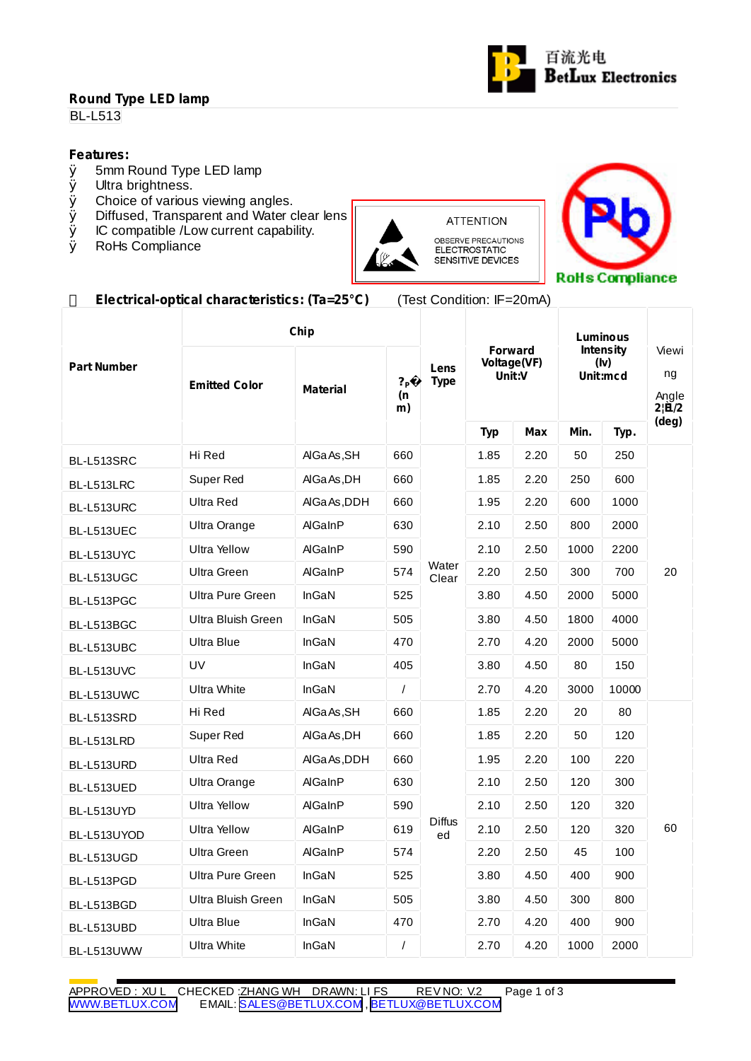百流光电
BetLux Electronics

## Round Type LED lamp

BL-L513

**Features:**

- 5mm Round Type LED lamp
- Ultra brightness.
- Choice of various viewing angles.
- Diffused, Transparent and Water clear lens
- IC compatible /Low current capability.
- RoHs Compliance

ATTENTION
OBSERVE PRECAUTIONS
ELECTROSTATIC
SENSITIVE DEVICES

RoHs Compliance

**Electrical-optical characteristics: (Ta=25°C)** (Test Condition: IF=20mA)

| Part Number | Chip | | | Lens Type | Forward Voltage(VF) Unit:V | | Luminous Intensity (Iv) Unit:mcd | | Viewing Angle 2θ1/2 (deg) |
|---|---|---|---|---|---|---|---|---|---|
| | Emitted Color | Material | λp (nm) | | Typ | Max | Min. | Typ. | |
| BL-L513SRC | Hi Red | AlGaAs,SH | 660 | Water Clear | 1.85 | 2.20 | 50 | 250 | 20 |
| BL-L513LRC | Super Red | AlGaAs,DH | 660 | | 1.85 | 2.20 | 250 | 600 | |
| BL-L513URC | Ultra Red | AlGaAs,DDH | 660 | | 1.95 | 2.20 | 600 | 1000 | |
| BL-L513UEC | Ultra Orange | AlGaInP | 630 | | 2.10 | 2.50 | 800 | 2000 | |
| BL-L513UYC | Ultra Yellow | AlGaInP | 590 | | 2.10 | 2.50 | 1000 | 2200 | |
| BL-L513UGC | Ultra Green | AlGaInP | 574 | | 2.20 | 2.50 | 300 | 700 | |
| BL-L513PGC | Ultra Pure Green | InGaN | 525 | | 3.80 | 4.50 | 2000 | 5000 | |
| BL-L513BGC | Ultra Bluish Green | InGaN | 505 | | 3.80 | 4.50 | 1800 | 4000 | |
| BL-L513UBC | Ultra Blue | InGaN | 470 | | 2.70 | 4.20 | 2000 | 5000 | |
| BL-L513UVC | UV | InGaN | 405 | | 3.80 | 4.50 | 80 | 150 | |
| BL-L513UWC | Ultra White | InGaN | / | | 2.70 | 4.20 | 3000 | 10000 | |
| BL-L513SRD | Hi Red | AlGaAs,SH | 660 | Diffused | 1.85 | 2.20 | 20 | 80 | 60 |
| BL-L513LRD | Super Red | AlGaAs,DH | 660 | | 1.85 | 2.20 | 50 | 120 | |
| BL-L513URD | Ultra Red | AlGaAs,DDH | 660 | | 1.95 | 2.20 | 100 | 220 | |
| BL-L513UED | Ultra Orange | AlGaInP | 630 | | 2.10 | 2.50 | 120 | 300 | |
| BL-L513UYD | Ultra Yellow | AlGaInP | 590 | | 2.10 | 2.50 | 120 | 320 | |
| BL-L513UYOD | Ultra Yellow | AlGaInP | 619 | | 2.10 | 2.50 | 120 | 320 | |
| BL-L513UGD | Ultra Green | AlGaInP | 574 | | 2.20 | 2.50 | 45 | 100 | |
| BL-L513PGD | Ultra Pure Green | InGaN | 525 | | 3.80 | 4.50 | 400 | 900 | |
| BL-L513BGD | Ultra Bluish Green | InGaN | 505 | | 3.80 | 4.50 | 300 | 800 | |
| BL-L513UBD | Ultra Blue | InGaN | 470 | | 2.70 | 4.20 | 400 | 900 | |
| BL-L513UWW | Ultra White | InGaN | / | | 2.70 | 4.20 | 1000 | 2000 | |

APPROVED : XU L CHECKED :ZHANG WH DRAWN: LI FS REV NO: V.2
WWW.BETLUX.COM EMAIL: SALES@BETLUX.COM , BETLUX@BETLUX.COM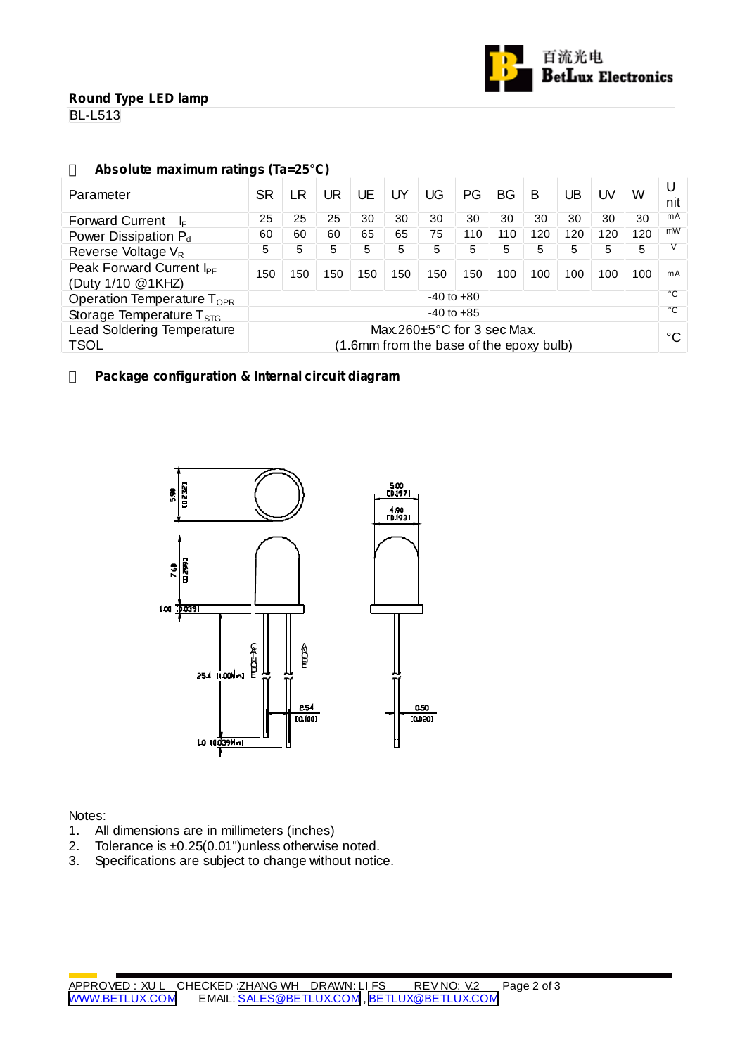**Round Type LED lamp**

BL-L513

## Absolute maximum ratings (Ta=25°C)

| Parameter | SR | LR | UR | UE | UY | UG | PG | BG | B | UB | UV | W | Unit |
|---|---|---|---|---|---|---|---|---|---|---|---|---|---|
| Forward Current $I_F$ | 25 | 25 | 25 | 30 | 30 | 30 | 30 | 30 | 30 | 30 | 30 | 30 | mA |
| Power Dissipation $P_d$ | 60 | 60 | 60 | 65 | 65 | 75 | 110 | 110 | 120 | 120 | 120 | 120 | mW |
| Reverse Voltage $V_R$ | 5 | 5 | 5 | 5 | 5 | 5 | 5 | 5 | 5 | 5 | 5 | 5 | V |
| Peak Forward Current $I_{PF}$ (Duty 1/10 @1KHZ) | 150 | 150 | 150 | 150 | 150 | 150 | 150 | 100 | 100 | 100 | 100 | 100 | mA |
| Operation Temperature $T_{OPR}$ | -40 to +80 | | | | | | | | | | | | °C |
| Storage Temperature $T_{STG}$ | -40 to +85 | | | | | | | | | | | | °C |
| Lead Soldering Temperature TSOL | Max.260±5°C for 3 sec Max. (1.6mm from the base of the epoxy bulb) | | | | | | | | | | | | °C |

## Package configuration & Internal circuit diagram

Notes:

1. All dimensions are in millimeters (inches)
2. Tolerance is ±0.25(0.01")unless otherwise noted.
3. Specifications are subject to change without notice.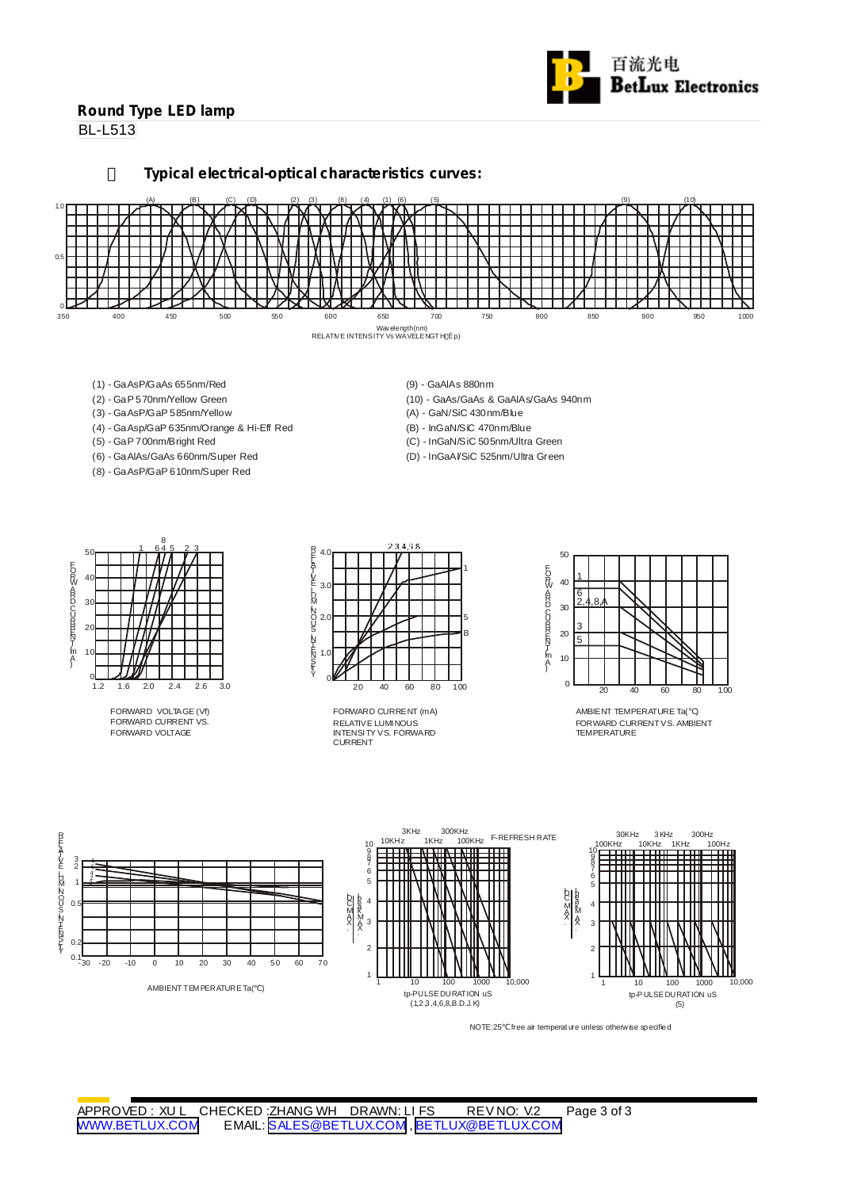## Round Type LED lamp

BL-L513

### Typical electrical-optical characteristics curves:

(A) (B) (C) (D) (2) (3) (8) (4) (1) (6) (5) (9) (10)

1.0
0.5
0

350 400 450 500 550 600 650 700 750 800 850 900 950 1000

Wavelength(nm)
RELATIVE INTENSITY Vs WAVELENGTH(λp)

- (1) - GaAsP/GaAs 655nm/Red
- (2) - GaP 570nm/Yellow Green
- (3) - GaAsP/GaP 585nm/Yellow
- (4) - GaAsp/GaP 635nm/Orange & Hi-Eff Red
- (5) - GaP 700nm/Bright Red
- (6) - GaAlAs/GaAs 660nm/Super Red
- (8) - GaAsP/GaP 610nm/Super Red
- (9) - GaAlAs 880nm
- (10) - GaAs/GaAs & GaAlAs/GaAs 940nm
- (A) - GaN/SiC 430nm/Blue
- (B) - InGaN/SiC 470nm/Blue
- (C) - InGaN/SiC 505nm/Ultra Green
- (D) - InGaAl/SiC 525nm/Ultra Green

FORWARD CURRENT (mA)
50 40 30 20 10 0
1.2 1.6 2.0 2.4 2.6 3.0
FORWARD VOLTAGE (Vf)
FORWARD CURRENT VS. FORWARD VOLTAGE

RELATIVE LUMINOUS INTENSITY
4.0 3.0 2.0 1.0 0
20 40 60 80 100
FORWARD CURRENT (mA)
RELATIVE LUMINOUS INTENSITY VS. FORWARD CURRENT

FORWARD CURRENT (mA)
50 40 30 20 10 0
20 40 60 80 100
AMBIENT TEMPERATURE Ta(℃)
FORWARD CURRENT VS. AMBIENT TEMPERATURE

RELATIVE LUMINOUS INTENSITY
3 2 1 0.5 0.2 0.1
-30 -20 -10 0 10 20 30 40 50 60 70
AMBIENT TEMPERATURE Ta(℃)

3KHz 300KHz
10KHz 1KHz 100KHz F-REFRESH RATE
tp-PULSE DURATION uS
(1,2,3,4,6,8,B.D.J.K)

30KHz 3KHz 300Hz
100KHz 10KHz 1KHz 100Hz
tp-PULSE DURATION uS
(5)

NOTE:25℃free air temperature unless otherwise specified

APPROVED : XU L CHECKED :ZHANG WH DRAWN: LI FS REV NO: V.2

WWW.BETLUX.COM EMAIL: SALES@BETLUX.COM , BETLUX@BETLUX.COM